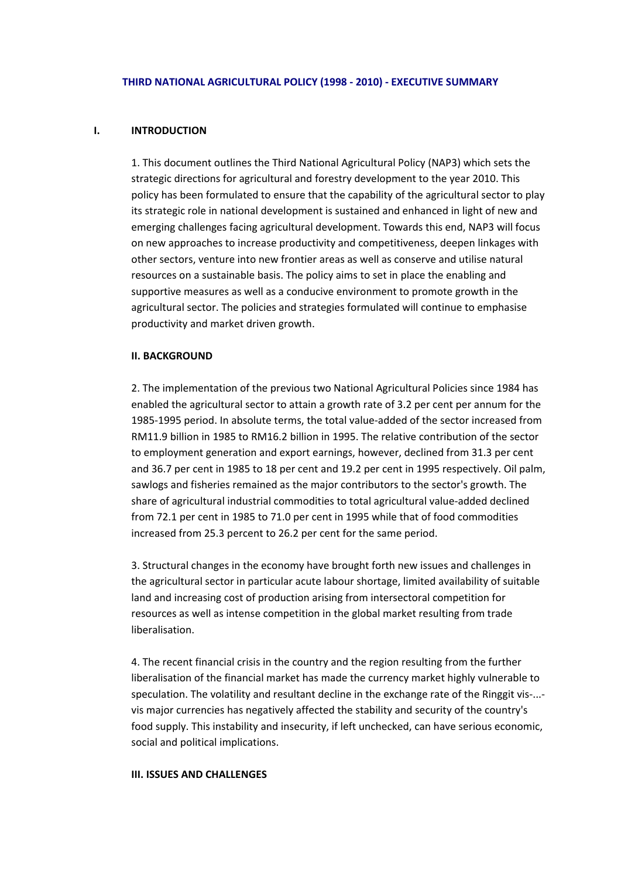# THIRD NATIONAL AGRICULTURAL POLICY (1998 - 2010) - EXECUTIVE SUMMARY

## I. INTRODUCTION

1. This document outlines the Third National Agricultural Policy (NAP3) which sets the strategic directions for agricultural and forestry development to the year 2010. This policy has been formulated to ensure that the capability of the agricultural sector to play its strategic role in national development is sustained and enhanced in light of new and emerging challenges facing agricultural development. Towards this end, NAP3 will focus on new approaches to increase productivity and competitiveness, deepen linkages with other sectors, venture into new frontier areas as well as conserve and utilise natural resources on a sustainable basis. The policy aims to set in place the enabling and supportive measures as well as a conducive environment to promote growth in the agricultural sector. The policies and strategies formulated will continue to emphasise productivity and market driven growth.

## II. BACKGROUND

2. The implementation of the previous two National Agricultural Policies since 1984 has enabled the agricultural sector to attain a growth rate of 3.2 per cent per annum for the 1985-1995 period. In absolute terms, the total value-added of the sector increased from RM11.9 billion in 1985 to RM16.2 billion in 1995. The relative contribution of the sector to employment generation and export earnings, however, declined from 31.3 per cent and 36.7 per cent in 1985 to 18 per cent and 19.2 per cent in 1995 respectively. Oil palm, sawlogs and fisheries remained as the major contributors to the sector's growth. The share of agricultural industrial commodities to total agricultural value-added declined from 72.1 per cent in 1985 to 71.0 per cent in 1995 while that of food commodities increased from 25.3 percent to 26.2 per cent for the same period.

3. Structural changes in the economy have brought forth new issues and challenges in the agricultural sector in particular acute labour shortage, limited availability of suitable land and increasing cost of production arising from intersectoral competition for resources as well as intense competition in the global market resulting from trade liberalisation.

4. The recent financial crisis in the country and the region resulting from the further liberalisation of the financial market has made the currency market highly vulnerable to speculation. The volatility and resultant decline in the exchange rate of the Ringgit vis-...-vis major currencies has negatively affected the stability and security of the country's food supply. This instability and insecurity, if left unchecked, can have serious economic, social and political implications.

## III. ISSUES AND CHALLENGES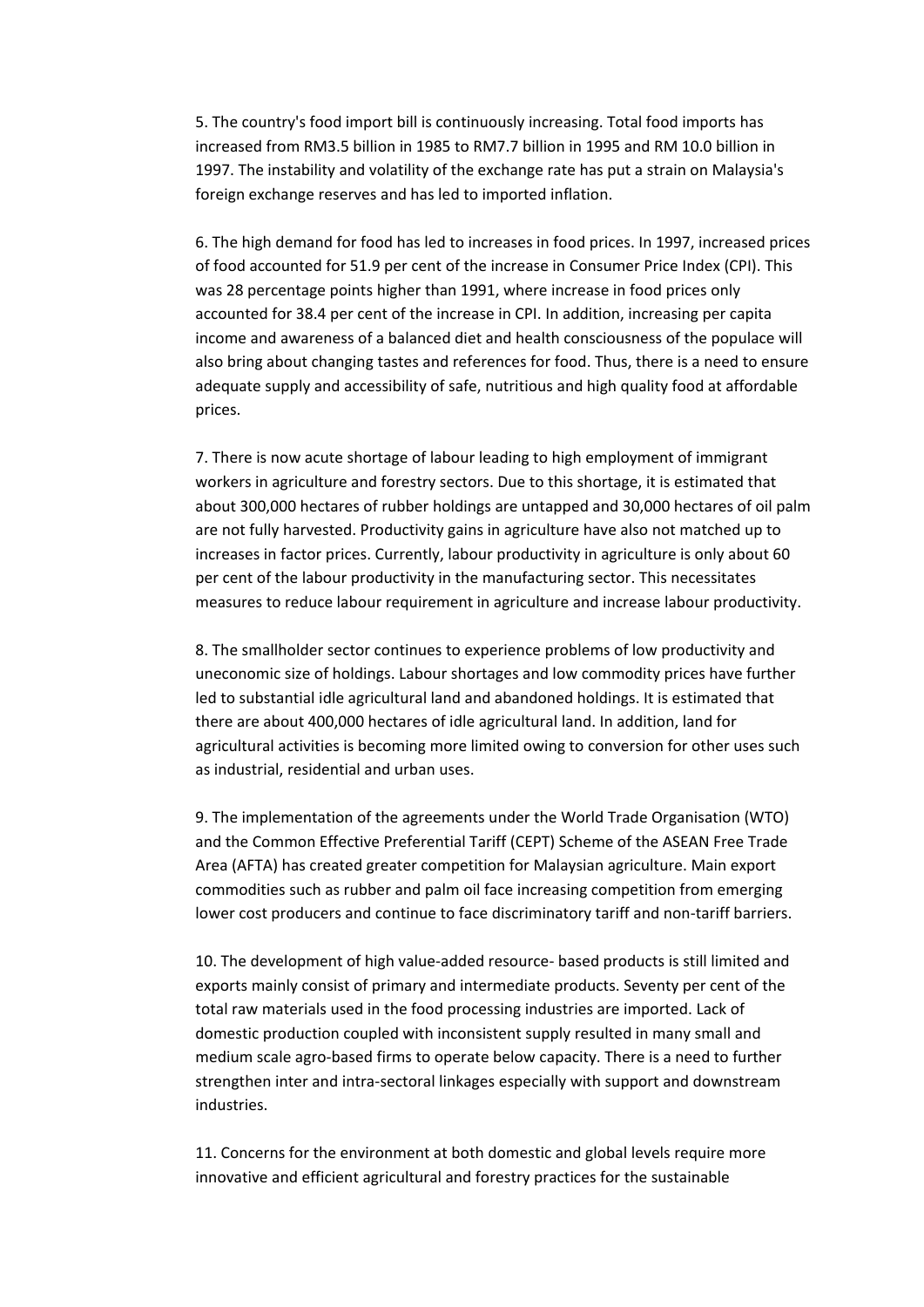5. The country's food import bill is continuously increasing. Total food imports has increased from RM3.5 billion in 1985 to RM7.7 billion in 1995 and RM 10.0 billion in 1997. The instability and volatility of the exchange rate has put a strain on Malaysia's foreign exchange reserves and has led to imported inflation.

6. The high demand for food has led to increases in food prices. In 1997, increased prices of food accounted for 51.9 per cent of the increase in Consumer Price Index (CPI). This was 28 percentage points higher than 1991, where increase in food prices only accounted for 38.4 per cent of the increase in CPI. In addition, increasing per capita income and awareness of a balanced diet and health consciousness of the populace will also bring about changing tastes and references for food. Thus, there is a need to ensure adequate supply and accessibility of safe, nutritious and high quality food at affordable prices.

7. There is now acute shortage of labour leading to high employment of immigrant workers in agriculture and forestry sectors. Due to this shortage, it is estimated that about 300,000 hectares of rubber holdings are untapped and 30,000 hectares of oil palm are not fully harvested. Productivity gains in agriculture have also not matched up to increases in factor prices. Currently, labour productivity in agriculture is only about 60 per cent of the labour productivity in the manufacturing sector. This necessitates measures to reduce labour requirement in agriculture and increase labour productivity.

8. The smallholder sector continues to experience problems of low productivity and uneconomic size of holdings. Labour shortages and low commodity prices have further led to substantial idle agricultural land and abandoned holdings. It is estimated that there are about 400,000 hectares of idle agricultural land. In addition, land for agricultural activities is becoming more limited owing to conversion for other uses such as industrial, residential and urban uses.

9. The implementation of the agreements under the World Trade Organisation (WTO) and the Common Effective Preferential Tariff (CEPT) Scheme of the ASEAN Free Trade Area (AFTA) has created greater competition for Malaysian agriculture. Main export commodities such as rubber and palm oil face increasing competition from emerging lower cost producers and continue to face discriminatory tariff and non-tariff barriers.

10. The development of high value-added resource- based products is still limited and exports mainly consist of primary and intermediate products. Seventy per cent of the total raw materials used in the food processing industries are imported. Lack of domestic production coupled with inconsistent supply resulted in many small and medium scale agro-based firms to operate below capacity. There is a need to further strengthen inter and intra-sectoral linkages especially with support and downstream industries.

11. Concerns for the environment at both domestic and global levels require more innovative and efficient agricultural and forestry practices for the sustainable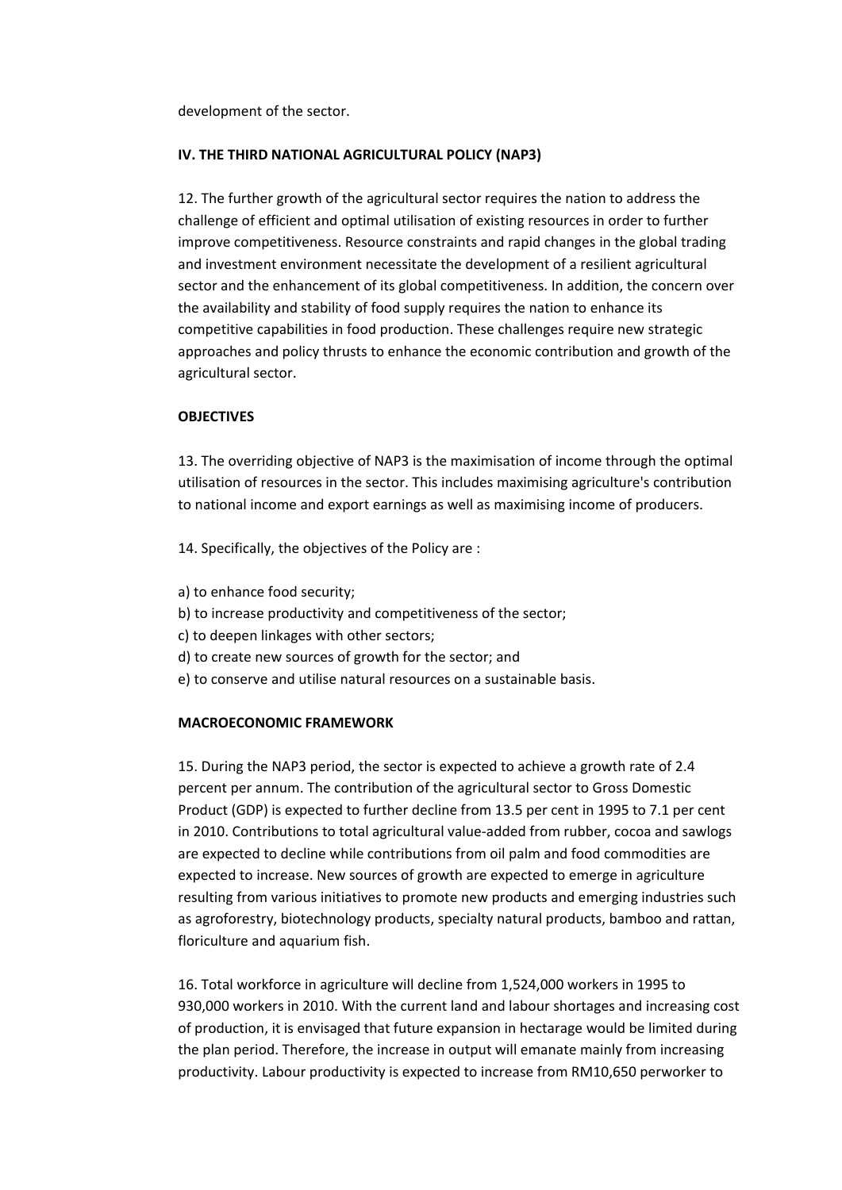development of the sector.

## IV. THE THIRD NATIONAL AGRICULTURAL POLICY (NAP3)

12. The further growth of the agricultural sector requires the nation to address the challenge of efficient and optimal utilisation of existing resources in order to further improve competitiveness. Resource constraints and rapid changes in the global trading and investment environment necessitate the development of a resilient agricultural sector and the enhancement of its global competitiveness. In addition, the concern over the availability and stability of food supply requires the nation to enhance its competitive capabilities in food production. These challenges require new strategic approaches and policy thrusts to enhance the economic contribution and growth of the agricultural sector.

### OBJECTIVES

13. The overriding objective of NAP3 is the maximisation of income through the optimal utilisation of resources in the sector. This includes maximising agriculture's contribution to national income and export earnings as well as maximising income of producers.

14. Specifically, the objectives of the Policy are :

a) to enhance food security;
b) to increase productivity and competitiveness of the sector;
c) to deepen linkages with other sectors;
d) to create new sources of growth for the sector; and
e) to conserve and utilise natural resources on a sustainable basis.

### MACROECONOMIC FRAMEWORK

15. During the NAP3 period, the sector is expected to achieve a growth rate of 2.4 percent per annum. The contribution of the agricultural sector to Gross Domestic Product (GDP) is expected to further decline from 13.5 per cent in 1995 to 7.1 per cent in 2010. Contributions to total agricultural value-added from rubber, cocoa and sawlogs are expected to decline while contributions from oil palm and food commodities are expected to increase. New sources of growth are expected to emerge in agriculture resulting from various initiatives to promote new products and emerging industries such as agroforestry, biotechnology products, specialty natural products, bamboo and rattan, floriculture and aquarium fish.

16. Total workforce in agriculture will decline from 1,524,000 workers in 1995 to 930,000 workers in 2010. With the current land and labour shortages and increasing cost of production, it is envisaged that future expansion in hectarage would be limited during the plan period. Therefore, the increase in output will emanate mainly from increasing productivity. Labour productivity is expected to increase from RM10,650 perworker to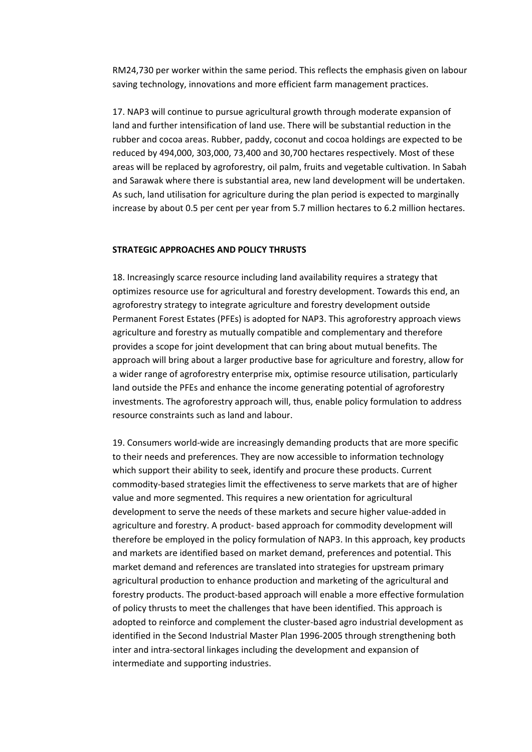RM24,730 per worker within the same period. This reflects the emphasis given on labour saving technology, innovations and more efficient farm management practices.

17. NAP3 will continue to pursue agricultural growth through moderate expansion of land and further intensification of land use. There will be substantial reduction in the rubber and cocoa areas. Rubber, paddy, coconut and cocoa holdings are expected to be reduced by 494,000, 303,000, 73,400 and 30,700 hectares respectively. Most of these areas will be replaced by agroforestry, oil palm, fruits and vegetable cultivation. In Sabah and Sarawak where there is substantial area, new land development will be undertaken. As such, land utilisation for agriculture during the plan period is expected to marginally increase by about 0.5 per cent per year from 5.7 million hectares to 6.2 million hectares.

## STRATEGIC APPROACHES AND POLICY THRUSTS

18. Increasingly scarce resource including land availability requires a strategy that optimizes resource use for agricultural and forestry development. Towards this end, an agroforestry strategy to integrate agriculture and forestry development outside Permanent Forest Estates (PFEs) is adopted for NAP3. This agroforestry approach views agriculture and forestry as mutually compatible and complementary and therefore provides a scope for joint development that can bring about mutual benefits. The approach will bring about a larger productive base for agriculture and forestry, allow for a wider range of agroforestry enterprise mix, optimise resource utilisation, particularly land outside the PFEs and enhance the income generating potential of agroforestry investments. The agroforestry approach will, thus, enable policy formulation to address resource constraints such as land and labour.

19. Consumers world-wide are increasingly demanding products that are more specific to their needs and preferences. They are now accessible to information technology which support their ability to seek, identify and procure these products. Current commodity-based strategies limit the effectiveness to serve markets that are of higher value and more segmented. This requires a new orientation for agricultural development to serve the needs of these markets and secure higher value-added in agriculture and forestry. A product- based approach for commodity development will therefore be employed in the policy formulation of NAP3. In this approach, key products and markets are identified based on market demand, preferences and potential. This market demand and references are translated into strategies for upstream primary agricultural production to enhance production and marketing of the agricultural and forestry products. The product-based approach will enable a more effective formulation of policy thrusts to meet the challenges that have been identified. This approach is adopted to reinforce and complement the cluster-based agro industrial development as identified in the Second Industrial Master Plan 1996-2005 through strengthening both inter and intra-sectoral linkages including the development and expansion of intermediate and supporting industries.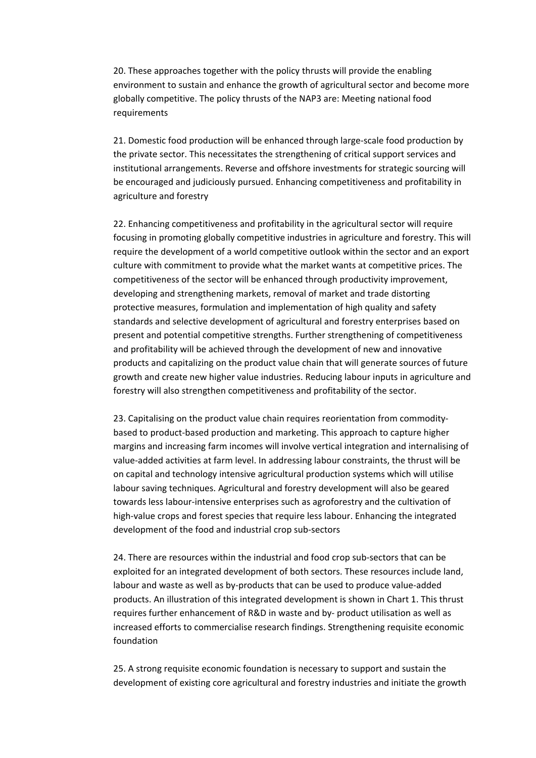20. These approaches together with the policy thrusts will provide the enabling environment to sustain and enhance the growth of agricultural sector and become more globally competitive. The policy thrusts of the NAP3 are: Meeting national food requirements

21. Domestic food production will be enhanced through large-scale food production by the private sector. This necessitates the strengthening of critical support services and institutional arrangements. Reverse and offshore investments for strategic sourcing will be encouraged and judiciously pursued. Enhancing competitiveness and profitability in agriculture and forestry

22. Enhancing competitiveness and profitability in the agricultural sector will require focusing in promoting globally competitive industries in agriculture and forestry. This will require the development of a world competitive outlook within the sector and an export culture with commitment to provide what the market wants at competitive prices. The competitiveness of the sector will be enhanced through productivity improvement, developing and strengthening markets, removal of market and trade distorting protective measures, formulation and implementation of high quality and safety standards and selective development of agricultural and forestry enterprises based on present and potential competitive strengths. Further strengthening of competitiveness and profitability will be achieved through the development of new and innovative products and capitalizing on the product value chain that will generate sources of future growth and create new higher value industries. Reducing labour inputs in agriculture and forestry will also strengthen competitiveness and profitability of the sector.

23. Capitalising on the product value chain requires reorientation from commodity-based to product-based production and marketing. This approach to capture higher margins and increasing farm incomes will involve vertical integration and internalising of value-added activities at farm level. In addressing labour constraints, the thrust will be on capital and technology intensive agricultural production systems which will utilise labour saving techniques. Agricultural and forestry development will also be geared towards less labour-intensive enterprises such as agroforestry and the cultivation of high-value crops and forest species that require less labour. Enhancing the integrated development of the food and industrial crop sub-sectors

24. There are resources within the industrial and food crop sub-sectors that can be exploited for an integrated development of both sectors. These resources include land, labour and waste as well as by-products that can be used to produce value-added products. An illustration of this integrated development is shown in Chart 1. This thrust requires further enhancement of R&D in waste and by- product utilisation as well as increased efforts to commercialise research findings. Strengthening requisite economic foundation

25. A strong requisite economic foundation is necessary to support and sustain the development of existing core agricultural and forestry industries and initiate the growth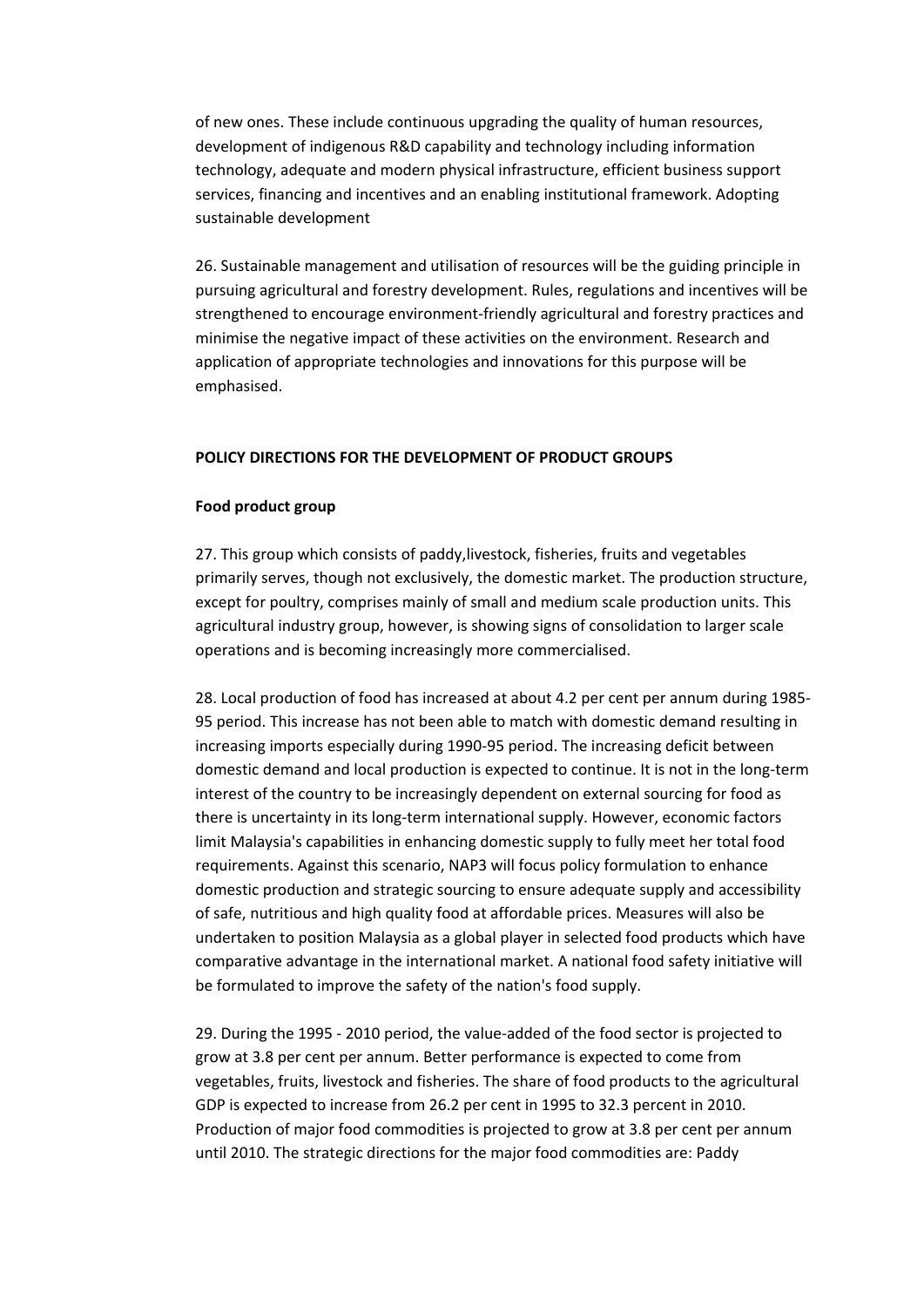of new ones. These include continuous upgrading the quality of human resources, development of indigenous R&D capability and technology including information technology, adequate and modern physical infrastructure, efficient business support services, financing and incentives and an enabling institutional framework. Adopting sustainable development

26. Sustainable management and utilisation of resources will be the guiding principle in pursuing agricultural and forestry development. Rules, regulations and incentives will be strengthened to encourage environment-friendly agricultural and forestry practices and minimise the negative impact of these activities on the environment. Research and application of appropriate technologies and innovations for this purpose will be emphasised.

**POLICY DIRECTIONS FOR THE DEVELOPMENT OF PRODUCT GROUPS**

**Food product group**

27. This group which consists of paddy,livestock, fisheries, fruits and vegetables primarily serves, though not exclusively, the domestic market. The production structure, except for poultry, comprises mainly of small and medium scale production units. This agricultural industry group, however, is showing signs of consolidation to larger scale operations and is becoming increasingly more commercialised.

28. Local production of food has increased at about 4.2 per cent per annum during 1985-95 period. This increase has not been able to match with domestic demand resulting in increasing imports especially during 1990-95 period. The increasing deficit between domestic demand and local production is expected to continue. It is not in the long-term interest of the country to be increasingly dependent on external sourcing for food as there is uncertainty in its long-term international supply. However, economic factors limit Malaysia's capabilities in enhancing domestic supply to fully meet her total food requirements. Against this scenario, NAP3 will focus policy formulation to enhance domestic production and strategic sourcing to ensure adequate supply and accessibility of safe, nutritious and high quality food at affordable prices. Measures will also be undertaken to position Malaysia as a global player in selected food products which have comparative advantage in the international market. A national food safety initiative will be formulated to improve the safety of the nation's food supply.

29. During the 1995 - 2010 period, the value-added of the food sector is projected to grow at 3.8 per cent per annum. Better performance is expected to come from vegetables, fruits, livestock and fisheries. The share of food products to the agricultural GDP is expected to increase from 26.2 per cent in 1995 to 32.3 percent in 2010. Production of major food commodities is projected to grow at 3.8 per cent per annum until 2010. The strategic directions for the major food commodities are: Paddy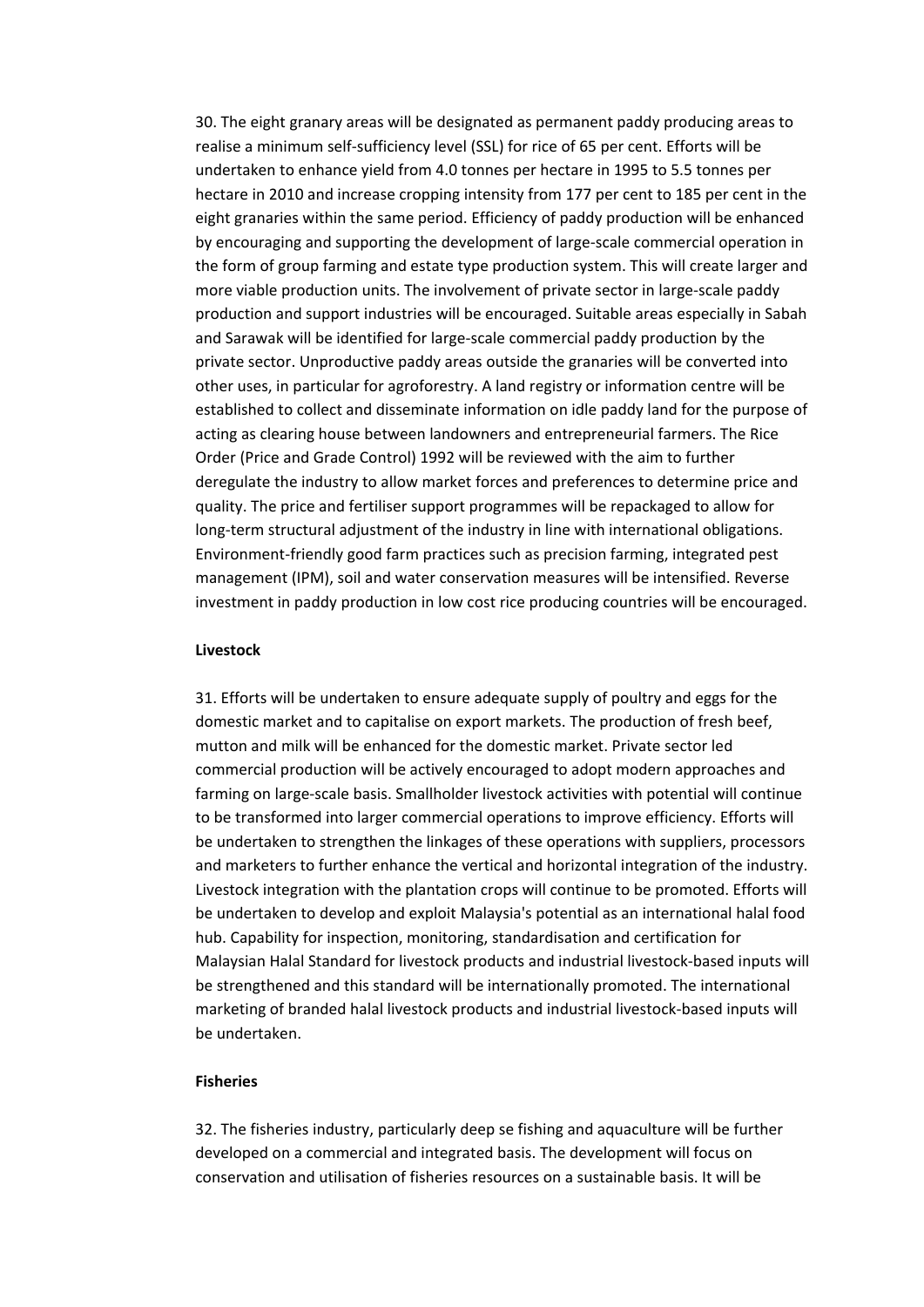30. The eight granary areas will be designated as permanent paddy producing areas to realise a minimum self-sufficiency level (SSL) for rice of 65 per cent. Efforts will be undertaken to enhance yield from 4.0 tonnes per hectare in 1995 to 5.5 tonnes per hectare in 2010 and increase cropping intensity from 177 per cent to 185 per cent in the eight granaries within the same period. Efficiency of paddy production will be enhanced by encouraging and supporting the development of large-scale commercial operation in the form of group farming and estate type production system. This will create larger and more viable production units. The involvement of private sector in large-scale paddy production and support industries will be encouraged. Suitable areas especially in Sabah and Sarawak will be identified for large-scale commercial paddy production by the private sector. Unproductive paddy areas outside the granaries will be converted into other uses, in particular for agroforestry. A land registry or information centre will be established to collect and disseminate information on idle paddy land for the purpose of acting as clearing house between landowners and entrepreneurial farmers. The Rice Order (Price and Grade Control) 1992 will be reviewed with the aim to further deregulate the industry to allow market forces and preferences to determine price and quality. The price and fertiliser support programmes will be repackaged to allow for long-term structural adjustment of the industry in line with international obligations. Environment-friendly good farm practices such as precision farming, integrated pest management (IPM), soil and water conservation measures will be intensified. Reverse investment in paddy production in low cost rice producing countries will be encouraged.

**Livestock**

31. Efforts will be undertaken to ensure adequate supply of poultry and eggs for the domestic market and to capitalise on export markets. The production of fresh beef, mutton and milk will be enhanced for the domestic market. Private sector led commercial production will be actively encouraged to adopt modern approaches and farming on large-scale basis. Smallholder livestock activities with potential will continue to be transformed into larger commercial operations to improve efficiency. Efforts will be undertaken to strengthen the linkages of these operations with suppliers, processors and marketers to further enhance the vertical and horizontal integration of the industry. Livestock integration with the plantation crops will continue to be promoted. Efforts will be undertaken to develop and exploit Malaysia's potential as an international halal food hub. Capability for inspection, monitoring, standardisation and certification for Malaysian Halal Standard for livestock products and industrial livestock-based inputs will be strengthened and this standard will be internationally promoted. The international marketing of branded halal livestock products and industrial livestock-based inputs will be undertaken.

**Fisheries**

32. The fisheries industry, particularly deep se fishing and aquaculture will be further developed on a commercial and integrated basis. The development will focus on conservation and utilisation of fisheries resources on a sustainable basis. It will be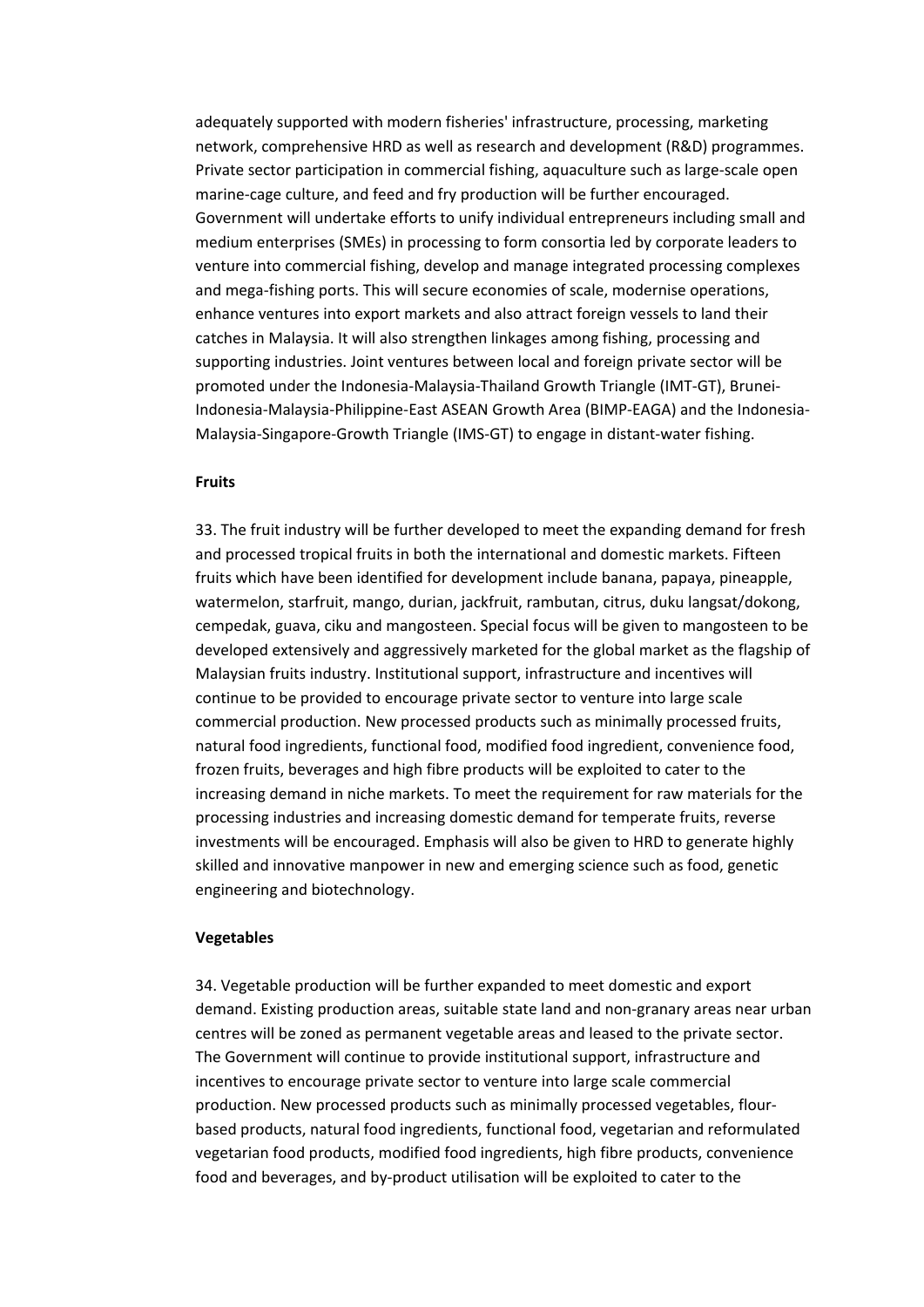adequately supported with modern fisheries' infrastructure, processing, marketing network, comprehensive HRD as well as research and development (R&D) programmes. Private sector participation in commercial fishing, aquaculture such as large-scale open marine-cage culture, and feed and fry production will be further encouraged. Government will undertake efforts to unify individual entrepreneurs including small and medium enterprises (SMEs) in processing to form consortia led by corporate leaders to venture into commercial fishing, develop and manage integrated processing complexes and mega-fishing ports. This will secure economies of scale, modernise operations, enhance ventures into export markets and also attract foreign vessels to land their catches in Malaysia. It will also strengthen linkages among fishing, processing and supporting industries. Joint ventures between local and foreign private sector will be promoted under the Indonesia-Malaysia-Thailand Growth Triangle (IMT-GT), Brunei-Indonesia-Malaysia-Philippine-East ASEAN Growth Area (BIMP-EAGA) and the Indonesia-Malaysia-Singapore-Growth Triangle (IMS-GT) to engage in distant-water fishing.

**Fruits**

33. The fruit industry will be further developed to meet the expanding demand for fresh and processed tropical fruits in both the international and domestic markets. Fifteen fruits which have been identified for development include banana, papaya, pineapple, watermelon, starfruit, mango, durian, jackfruit, rambutan, citrus, duku langsat/dokong, cempedak, guava, ciku and mangosteen. Special focus will be given to mangosteen to be developed extensively and aggressively marketed for the global market as the flagship of Malaysian fruits industry. Institutional support, infrastructure and incentives will continue to be provided to encourage private sector to venture into large scale commercial production. New processed products such as minimally processed fruits, natural food ingredients, functional food, modified food ingredient, convenience food, frozen fruits, beverages and high fibre products will be exploited to cater to the increasing demand in niche markets. To meet the requirement for raw materials for the processing industries and increasing domestic demand for temperate fruits, reverse investments will be encouraged. Emphasis will also be given to HRD to generate highly skilled and innovative manpower in new and emerging science such as food, genetic engineering and biotechnology.

**Vegetables**

34. Vegetable production will be further expanded to meet domestic and export demand. Existing production areas, suitable state land and non-granary areas near urban centres will be zoned as permanent vegetable areas and leased to the private sector. The Government will continue to provide institutional support, infrastructure and incentives to encourage private sector to venture into large scale commercial production. New processed products such as minimally processed vegetables, flour-based products, natural food ingredients, functional food, vegetarian and reformulated vegetarian food products, modified food ingredients, high fibre products, convenience food and beverages, and by-product utilisation will be exploited to cater to the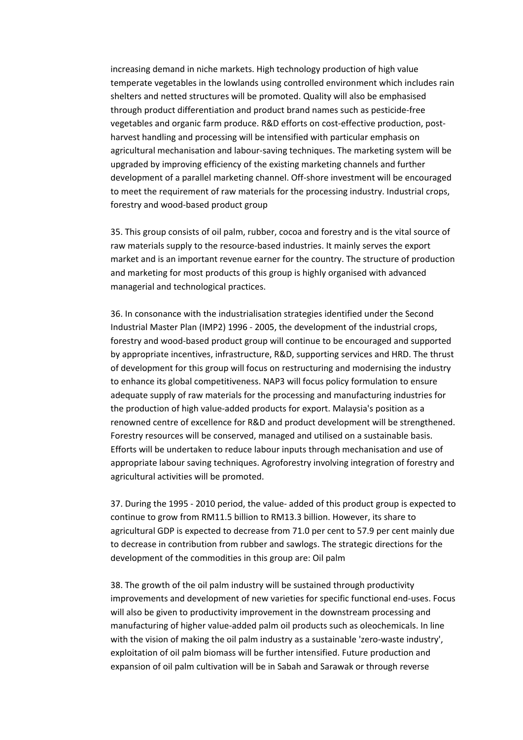increasing demand in niche markets. High technology production of high value temperate vegetables in the lowlands using controlled environment which includes rain shelters and netted structures will be promoted. Quality will also be emphasised through product differentiation and product brand names such as pesticide-free vegetables and organic farm produce. R&D efforts on cost-effective production, post-harvest handling and processing will be intensified with particular emphasis on agricultural mechanisation and labour-saving techniques. The marketing system will be upgraded by improving efficiency of the existing marketing channels and further development of a parallel marketing channel. Off-shore investment will be encouraged to meet the requirement of raw materials for the processing industry. Industrial crops, forestry and wood-based product group

35. This group consists of oil palm, rubber, cocoa and forestry and is the vital source of raw materials supply to the resource-based industries. It mainly serves the export market and is an important revenue earner for the country. The structure of production and marketing for most products of this group is highly organised with advanced managerial and technological practices.

36. In consonance with the industrialisation strategies identified under the Second Industrial Master Plan (IMP2) 1996 - 2005, the development of the industrial crops, forestry and wood-based product group will continue to be encouraged and supported by appropriate incentives, infrastructure, R&D, supporting services and HRD. The thrust of development for this group will focus on restructuring and modernising the industry to enhance its global competitiveness. NAP3 will focus policy formulation to ensure adequate supply of raw materials for the processing and manufacturing industries for the production of high value-added products for export. Malaysia's position as a renowned centre of excellence for R&D and product development will be strengthened. Forestry resources will be conserved, managed and utilised on a sustainable basis. Efforts will be undertaken to reduce labour inputs through mechanisation and use of appropriate labour saving techniques. Agroforestry involving integration of forestry and agricultural activities will be promoted.

37. During the 1995 - 2010 period, the value- added of this product group is expected to continue to grow from RM11.5 billion to RM13.3 billion. However, its share to agricultural GDP is expected to decrease from 71.0 per cent to 57.9 per cent mainly due to decrease in contribution from rubber and sawlogs. The strategic directions for the development of the commodities in this group are: Oil palm

38. The growth of the oil palm industry will be sustained through productivity improvements and development of new varieties for specific functional end-uses. Focus will also be given to productivity improvement in the downstream processing and manufacturing of higher value-added palm oil products such as oleochemicals. In line with the vision of making the oil palm industry as a sustainable 'zero-waste industry', exploitation of oil palm biomass will be further intensified. Future production and expansion of oil palm cultivation will be in Sabah and Sarawak or through reverse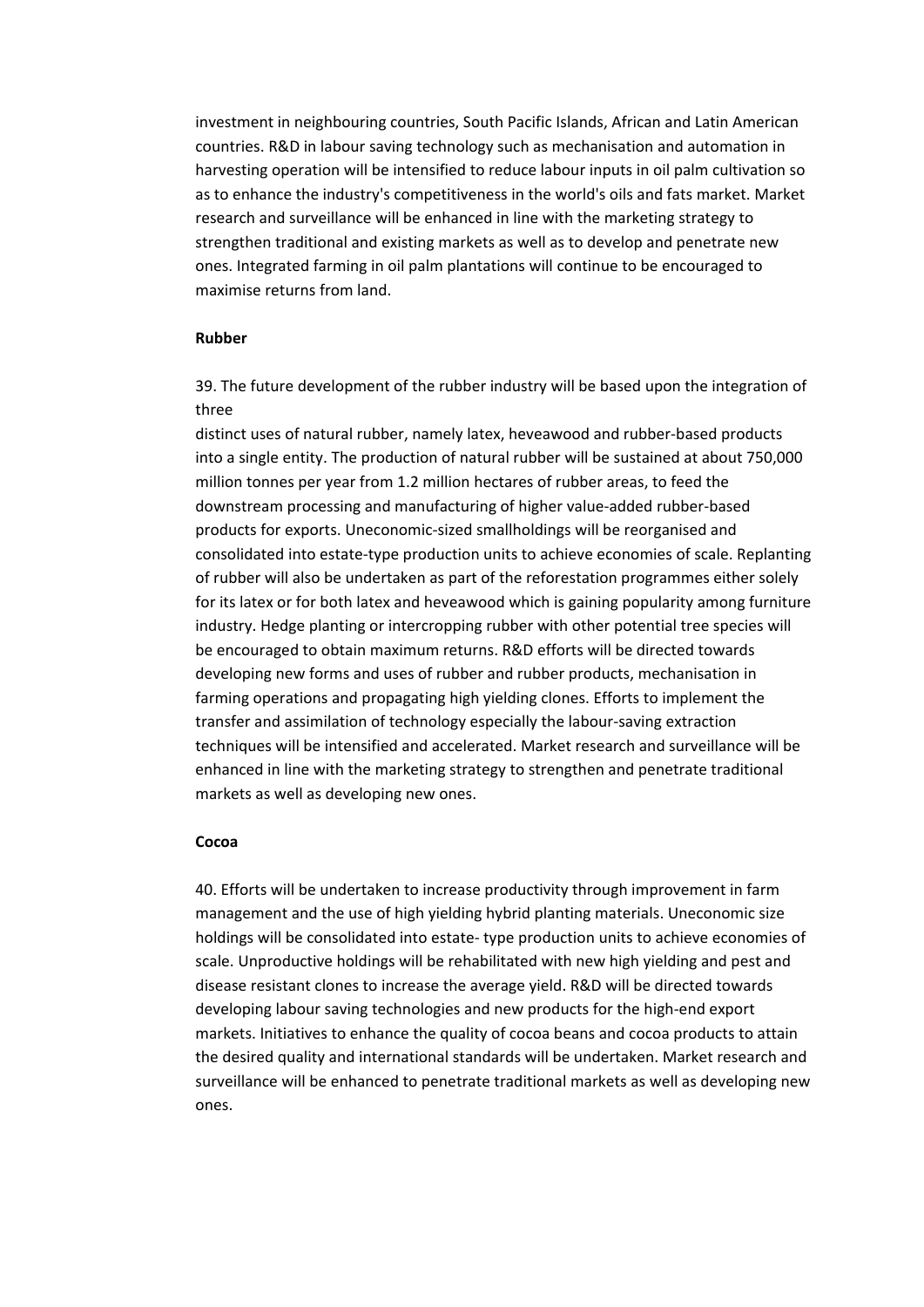investment in neighbouring countries, South Pacific Islands, African and Latin American countries. R&D in labour saving technology such as mechanisation and automation in harvesting operation will be intensified to reduce labour inputs in oil palm cultivation so as to enhance the industry's competitiveness in the world's oils and fats market. Market research and surveillance will be enhanced in line with the marketing strategy to strengthen traditional and existing markets as well as to develop and penetrate new ones. Integrated farming in oil palm plantations will continue to be encouraged to maximise returns from land.

**Rubber**

39. The future development of the rubber industry will be based upon the integration of three
distinct uses of natural rubber, namely latex, heveawood and rubber-based products into a single entity. The production of natural rubber will be sustained at about 750,000 million tonnes per year from 1.2 million hectares of rubber areas, to feed the downstream processing and manufacturing of higher value-added rubber-based products for exports. Uneconomic-sized smallholdings will be reorganised and consolidated into estate-type production units to achieve economies of scale. Replanting of rubber will also be undertaken as part of the reforestation programmes either solely for its latex or for both latex and heveawood which is gaining popularity among furniture industry. Hedge planting or intercropping rubber with other potential tree species will be encouraged to obtain maximum returns. R&D efforts will be directed towards developing new forms and uses of rubber and rubber products, mechanisation in farming operations and propagating high yielding clones. Efforts to implement the transfer and assimilation of technology especially the labour-saving extraction techniques will be intensified and accelerated. Market research and surveillance will be enhanced in line with the marketing strategy to strengthen and penetrate traditional markets as well as developing new ones.

**Cocoa**

40. Efforts will be undertaken to increase productivity through improvement in farm management and the use of high yielding hybrid planting materials. Uneconomic size holdings will be consolidated into estate- type production units to achieve economies of scale. Unproductive holdings will be rehabilitated with new high yielding and pest and disease resistant clones to increase the average yield. R&D will be directed towards developing labour saving technologies and new products for the high-end export markets. Initiatives to enhance the quality of cocoa beans and cocoa products to attain the desired quality and international standards will be undertaken. Market research and surveillance will be enhanced to penetrate traditional markets as well as developing new ones.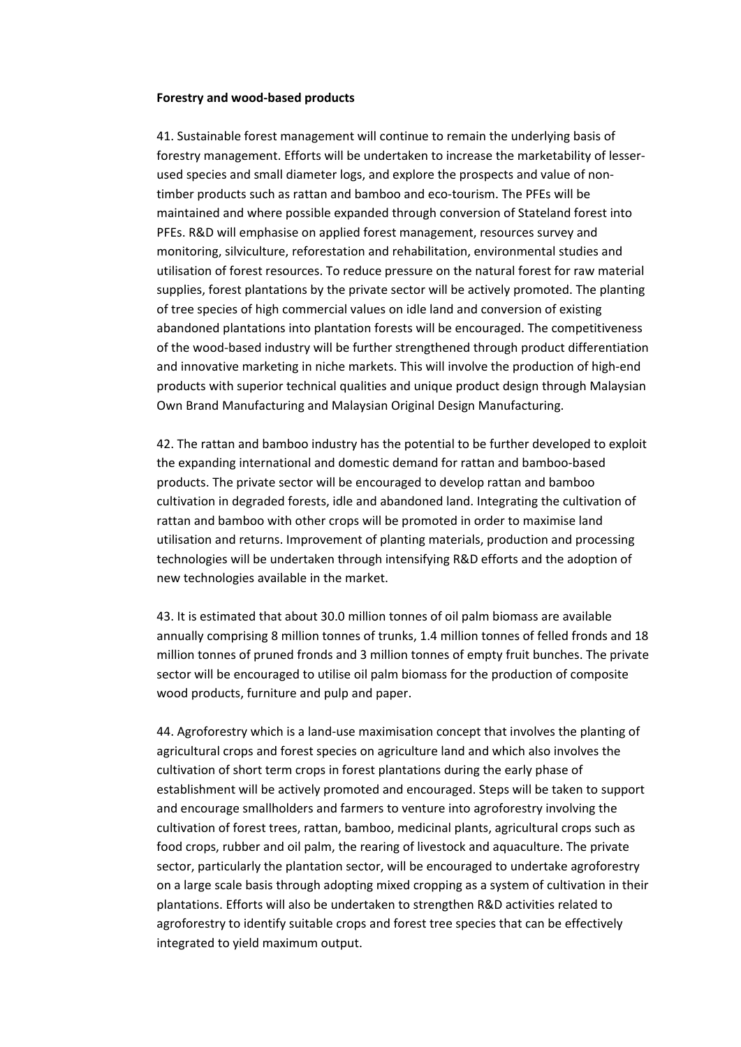**Forestry and wood-based products**

41. Sustainable forest management will continue to remain the underlying basis of forestry management. Efforts will be undertaken to increase the marketability of lesser-used species and small diameter logs, and explore the prospects and value of non-timber products such as rattan and bamboo and eco-tourism. The PFEs will be maintained and where possible expanded through conversion of Stateland forest into PFEs. R&D will emphasise on applied forest management, resources survey and monitoring, silviculture, reforestation and rehabilitation, environmental studies and utilisation of forest resources. To reduce pressure on the natural forest for raw material supplies, forest plantations by the private sector will be actively promoted. The planting of tree species of high commercial values on idle land and conversion of existing abandoned plantations into plantation forests will be encouraged. The competitiveness of the wood-based industry will be further strengthened through product differentiation and innovative marketing in niche markets. This will involve the production of high-end products with superior technical qualities and unique product design through Malaysian Own Brand Manufacturing and Malaysian Original Design Manufacturing.

42. The rattan and bamboo industry has the potential to be further developed to exploit the expanding international and domestic demand for rattan and bamboo-based products. The private sector will be encouraged to develop rattan and bamboo cultivation in degraded forests, idle and abandoned land. Integrating the cultivation of rattan and bamboo with other crops will be promoted in order to maximise land utilisation and returns. Improvement of planting materials, production and processing technologies will be undertaken through intensifying R&D efforts and the adoption of new technologies available in the market.

43. It is estimated that about 30.0 million tonnes of oil palm biomass are available annually comprising 8 million tonnes of trunks, 1.4 million tonnes of felled fronds and 18 million tonnes of pruned fronds and 3 million tonnes of empty fruit bunches. The private sector will be encouraged to utilise oil palm biomass for the production of composite wood products, furniture and pulp and paper.

44. Agroforestry which is a land-use maximisation concept that involves the planting of agricultural crops and forest species on agriculture land and which also involves the cultivation of short term crops in forest plantations during the early phase of establishment will be actively promoted and encouraged. Steps will be taken to support and encourage smallholders and farmers to venture into agroforestry involving the cultivation of forest trees, rattan, bamboo, medicinal plants, agricultural crops such as food crops, rubber and oil palm, the rearing of livestock and aquaculture. The private sector, particularly the plantation sector, will be encouraged to undertake agroforestry on a large scale basis through adopting mixed cropping as a system of cultivation in their plantations. Efforts will also be undertaken to strengthen R&D activities related to agroforestry to identify suitable crops and forest tree species that can be effectively integrated to yield maximum output.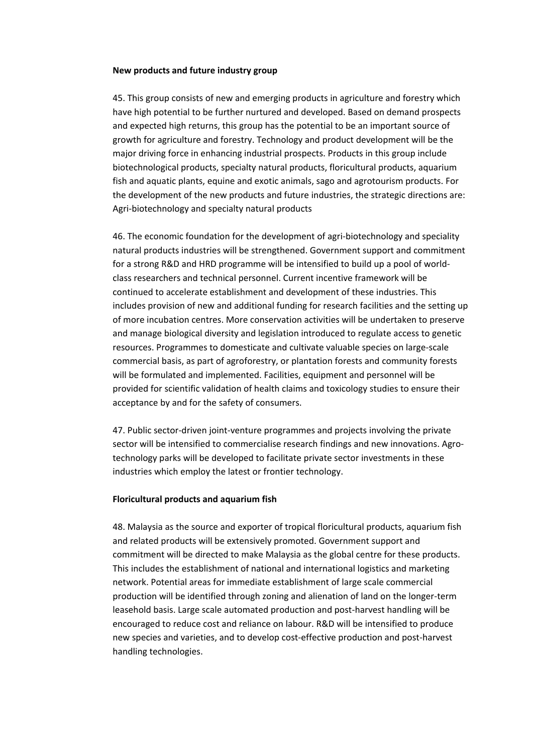**New products and future industry group**

45. This group consists of new and emerging products in agriculture and forestry which have high potential to be further nurtured and developed. Based on demand prospects and expected high returns, this group has the potential to be an important source of growth for agriculture and forestry. Technology and product development will be the major driving force in enhancing industrial prospects. Products in this group include biotechnological products, specialty natural products, floricultural products, aquarium fish and aquatic plants, equine and exotic animals, sago and agrotourism products. For the development of the new products and future industries, the strategic directions are: Agri-biotechnology and specialty natural products

46. The economic foundation for the development of agri-biotechnology and speciality natural products industries will be strengthened. Government support and commitment for a strong R&D and HRD programme will be intensified to build up a pool of world-class researchers and technical personnel. Current incentive framework will be continued to accelerate establishment and development of these industries. This includes provision of new and additional funding for research facilities and the setting up of more incubation centres. More conservation activities will be undertaken to preserve and manage biological diversity and legislation introduced to regulate access to genetic resources. Programmes to domesticate and cultivate valuable species on large-scale commercial basis, as part of agroforestry, or plantation forests and community forests will be formulated and implemented. Facilities, equipment and personnel will be provided for scientific validation of health claims and toxicology studies to ensure their acceptance by and for the safety of consumers.

47. Public sector-driven joint-venture programmes and projects involving the private sector will be intensified to commercialise research findings and new innovations. Agro-technology parks will be developed to facilitate private sector investments in these industries which employ the latest or frontier technology.

**Floricultural products and aquarium fish**

48. Malaysia as the source and exporter of tropical floricultural products, aquarium fish and related products will be extensively promoted. Government support and commitment will be directed to make Malaysia as the global centre for these products. This includes the establishment of national and international logistics and marketing network. Potential areas for immediate establishment of large scale commercial production will be identified through zoning and alienation of land on the longer-term leasehold basis. Large scale automated production and post-harvest handling will be encouraged to reduce cost and reliance on labour. R&D will be intensified to produce new species and varieties, and to develop cost-effective production and post-harvest handling technologies.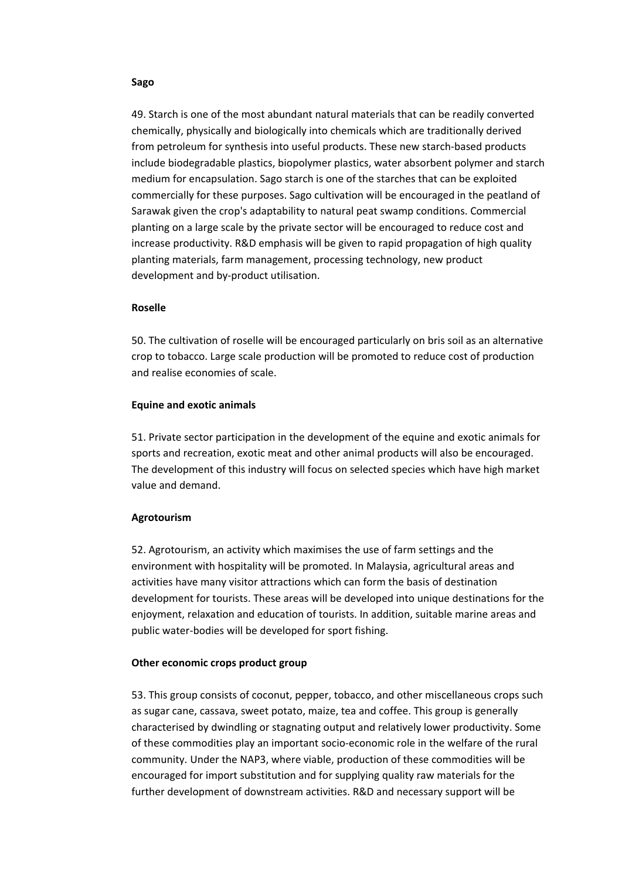**Sago**

49. Starch is one of the most abundant natural materials that can be readily converted chemically, physically and biologically into chemicals which are traditionally derived from petroleum for synthesis into useful products. These new starch-based products include biodegradable plastics, biopolymer plastics, water absorbent polymer and starch medium for encapsulation. Sago starch is one of the starches that can be exploited commercially for these purposes. Sago cultivation will be encouraged in the peatland of Sarawak given the crop's adaptability to natural peat swamp conditions. Commercial planting on a large scale by the private sector will be encouraged to reduce cost and increase productivity. R&D emphasis will be given to rapid propagation of high quality planting materials, farm management, processing technology, new product development and by-product utilisation.

**Roselle**

50. The cultivation of roselle will be encouraged particularly on bris soil as an alternative crop to tobacco. Large scale production will be promoted to reduce cost of production and realise economies of scale.

**Equine and exotic animals**

51. Private sector participation in the development of the equine and exotic animals for sports and recreation, exotic meat and other animal products will also be encouraged. The development of this industry will focus on selected species which have high market value and demand.

**Agrotourism**

52. Agrotourism, an activity which maximises the use of farm settings and the environment with hospitality will be promoted. In Malaysia, agricultural areas and activities have many visitor attractions which can form the basis of destination development for tourists. These areas will be developed into unique destinations for the enjoyment, relaxation and education of tourists. In addition, suitable marine areas and public water-bodies will be developed for sport fishing.

**Other economic crops product group**

53. This group consists of coconut, pepper, tobacco, and other miscellaneous crops such as sugar cane, cassava, sweet potato, maize, tea and coffee. This group is generally characterised by dwindling or stagnating output and relatively lower productivity. Some of these commodities play an important socio-economic role in the welfare of the rural community. Under the NAP3, where viable, production of these commodities will be encouraged for import substitution and for supplying quality raw materials for the further development of downstream activities. R&D and necessary support will be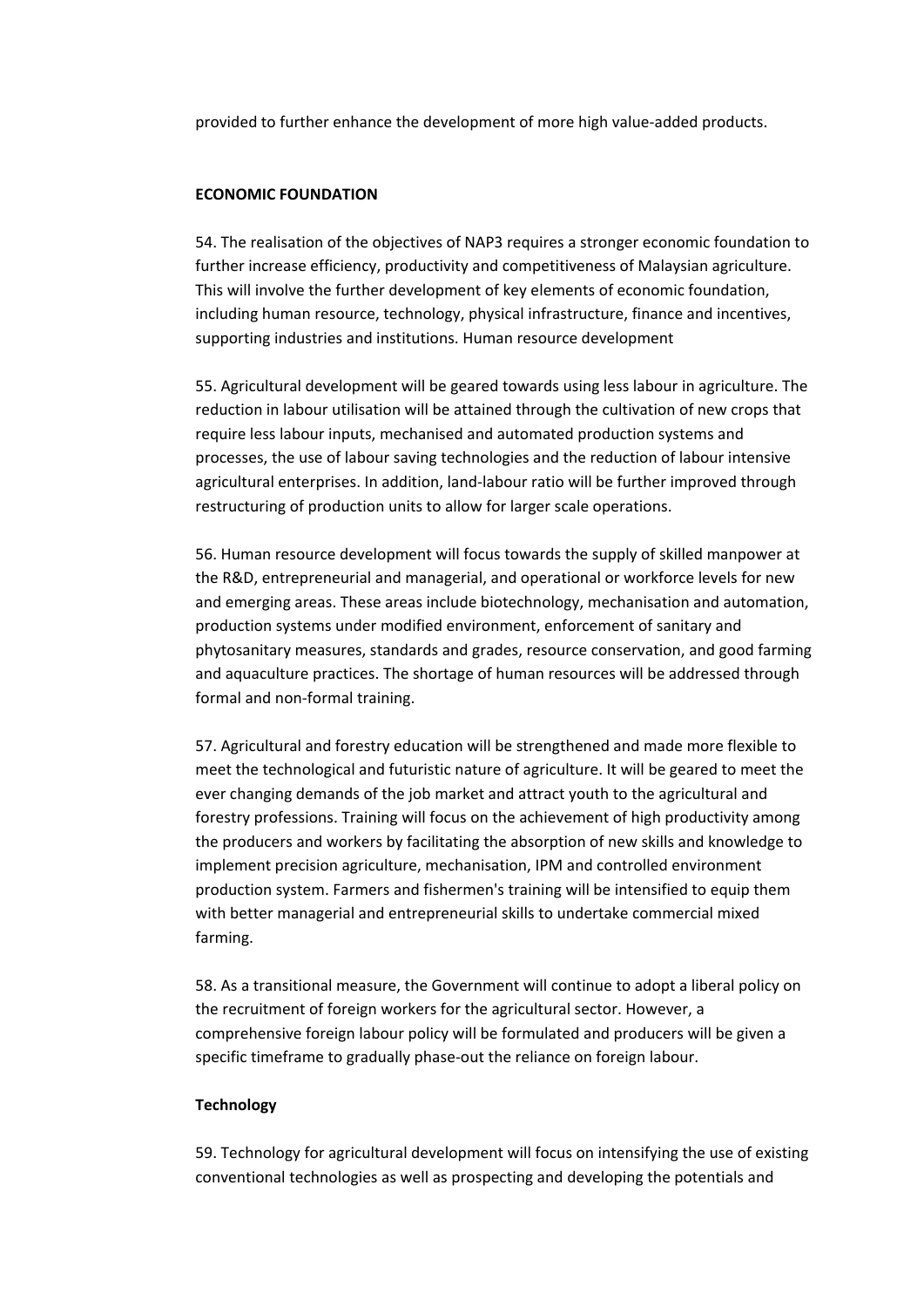provided to further enhance the development of more high value-added products.

**ECONOMIC FOUNDATION**

54. The realisation of the objectives of NAP3 requires a stronger economic foundation to further increase efficiency, productivity and competitiveness of Malaysian agriculture. This will involve the further development of key elements of economic foundation, including human resource, technology, physical infrastructure, finance and incentives, supporting industries and institutions. Human resource development

55. Agricultural development will be geared towards using less labour in agriculture. The reduction in labour utilisation will be attained through the cultivation of new crops that require less labour inputs, mechanised and automated production systems and processes, the use of labour saving technologies and the reduction of labour intensive agricultural enterprises. In addition, land-labour ratio will be further improved through restructuring of production units to allow for larger scale operations.

56. Human resource development will focus towards the supply of skilled manpower at the R&D, entrepreneurial and managerial, and operational or workforce levels for new and emerging areas. These areas include biotechnology, mechanisation and automation, production systems under modified environment, enforcement of sanitary and phytosanitary measures, standards and grades, resource conservation, and good farming and aquaculture practices. The shortage of human resources will be addressed through formal and non-formal training.

57. Agricultural and forestry education will be strengthened and made more flexible to meet the technological and futuristic nature of agriculture. It will be geared to meet the ever changing demands of the job market and attract youth to the agricultural and forestry professions. Training will focus on the achievement of high productivity among the producers and workers by facilitating the absorption of new skills and knowledge to implement precision agriculture, mechanisation, IPM and controlled environment production system. Farmers and fishermen's training will be intensified to equip them with better managerial and entrepreneurial skills to undertake commercial mixed farming.

58. As a transitional measure, the Government will continue to adopt a liberal policy on the recruitment of foreign workers for the agricultural sector. However, a comprehensive foreign labour policy will be formulated and producers will be given a specific timeframe to gradually phase-out the reliance on foreign labour.

**Technology**

59. Technology for agricultural development will focus on intensifying the use of existing conventional technologies as well as prospecting and developing the potentials and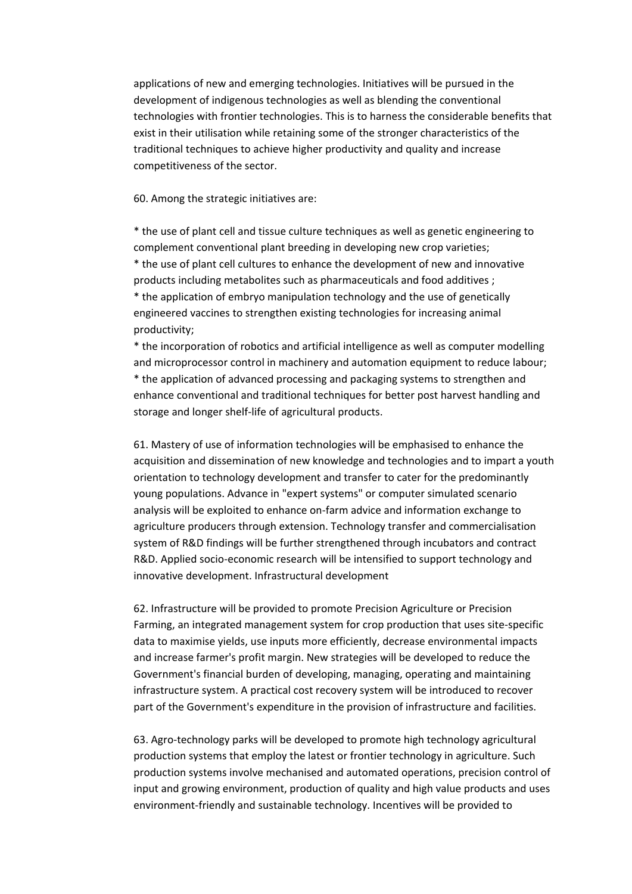applications of new and emerging technologies. Initiatives will be pursued in the development of indigenous technologies as well as blending the conventional technologies with frontier technologies. This is to harness the considerable benefits that exist in their utilisation while retaining some of the stronger characteristics of the traditional techniques to achieve higher productivity and quality and increase competitiveness of the sector.

60. Among the strategic initiatives are:

* the use of plant cell and tissue culture techniques as well as genetic engineering to complement conventional plant breeding in developing new crop varieties;
* the use of plant cell cultures to enhance the development of new and innovative products including metabolites such as pharmaceuticals and food additives ;
* the application of embryo manipulation technology and the use of genetically engineered vaccines to strengthen existing technologies for increasing animal productivity;
* the incorporation of robotics and artificial intelligence as well as computer modelling and microprocessor control in machinery and automation equipment to reduce labour;
* the application of advanced processing and packaging systems to strengthen and enhance conventional and traditional techniques for better post harvest handling and storage and longer shelf-life of agricultural products.

61. Mastery of use of information technologies will be emphasised to enhance the acquisition and dissemination of new knowledge and technologies and to impart a youth orientation to technology development and transfer to cater for the predominantly young populations. Advance in "expert systems" or computer simulated scenario analysis will be exploited to enhance on-farm advice and information exchange to agriculture producers through extension. Technology transfer and commercialisation system of R&D findings will be further strengthened through incubators and contract R&D. Applied socio-economic research will be intensified to support technology and innovative development. Infrastructural development

62. Infrastructure will be provided to promote Precision Agriculture or Precision Farming, an integrated management system for crop production that uses site-specific data to maximise yields, use inputs more efficiently, decrease environmental impacts and increase farmer's profit margin. New strategies will be developed to reduce the Government's financial burden of developing, managing, operating and maintaining infrastructure system. A practical cost recovery system will be introduced to recover part of the Government's expenditure in the provision of infrastructure and facilities.

63. Agro-technology parks will be developed to promote high technology agricultural production systems that employ the latest or frontier technology in agriculture. Such production systems involve mechanised and automated operations, precision control of input and growing environment, production of quality and high value products and uses environment-friendly and sustainable technology. Incentives will be provided to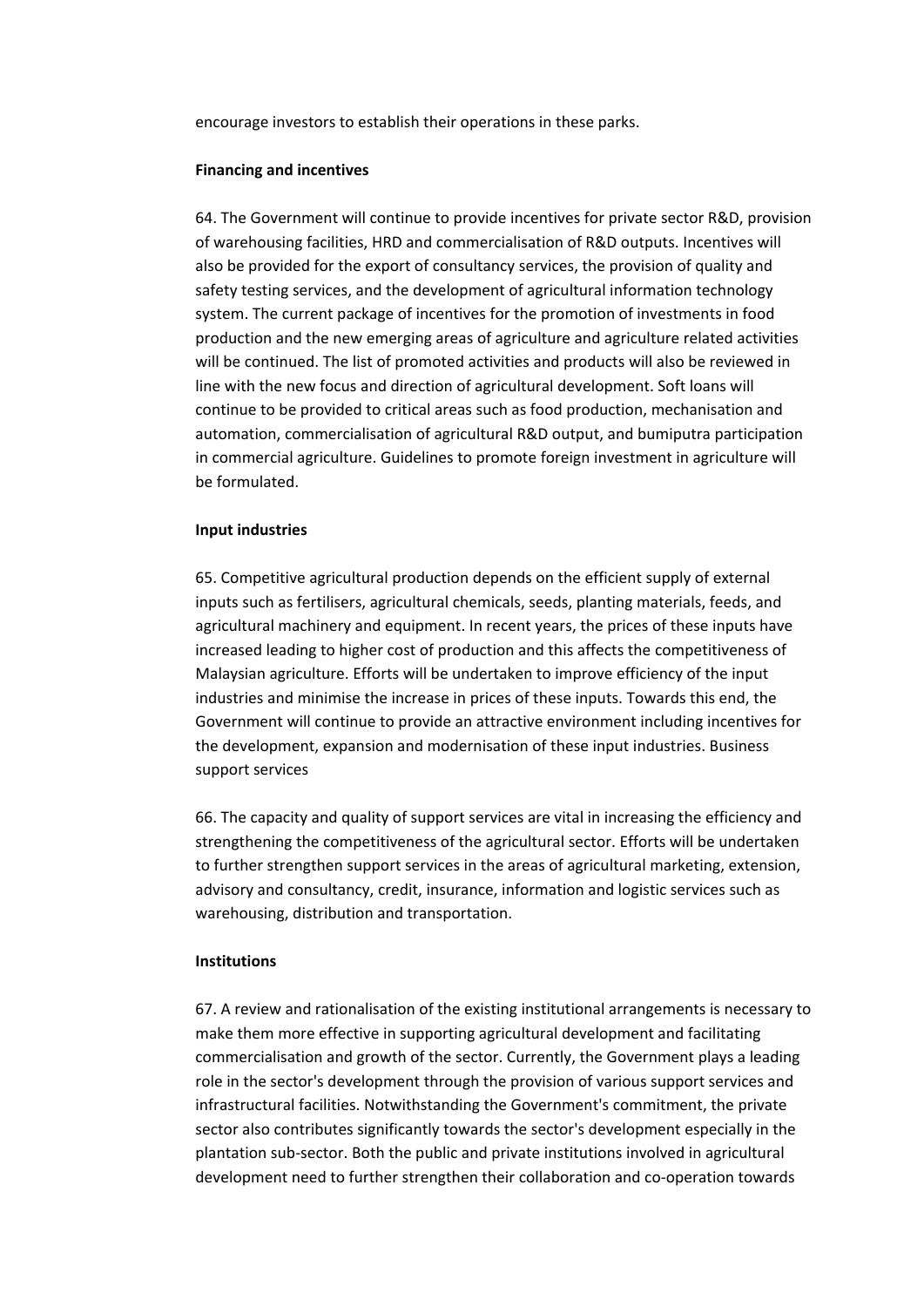encourage investors to establish their operations in these parks.

**Financing and incentives**

64. The Government will continue to provide incentives for private sector R&D, provision of warehousing facilities, HRD and commercialisation of R&D outputs. Incentives will also be provided for the export of consultancy services, the provision of quality and safety testing services, and the development of agricultural information technology system. The current package of incentives for the promotion of investments in food production and the new emerging areas of agriculture and agriculture related activities will be continued. The list of promoted activities and products will also be reviewed in line with the new focus and direction of agricultural development. Soft loans will continue to be provided to critical areas such as food production, mechanisation and automation, commercialisation of agricultural R&D output, and bumiputra participation in commercial agriculture. Guidelines to promote foreign investment in agriculture will be formulated.

**Input industries**

65. Competitive agricultural production depends on the efficient supply of external inputs such as fertilisers, agricultural chemicals, seeds, planting materials, feeds, and agricultural machinery and equipment. In recent years, the prices of these inputs have increased leading to higher cost of production and this affects the competitiveness of Malaysian agriculture. Efforts will be undertaken to improve efficiency of the input industries and minimise the increase in prices of these inputs. Towards this end, the Government will continue to provide an attractive environment including incentives for the development, expansion and modernisation of these input industries. Business support services

66. The capacity and quality of support services are vital in increasing the efficiency and strengthening the competitiveness of the agricultural sector. Efforts will be undertaken to further strengthen support services in the areas of agricultural marketing, extension, advisory and consultancy, credit, insurance, information and logistic services such as warehousing, distribution and transportation.

**Institutions**

67. A review and rationalisation of the existing institutional arrangements is necessary to make them more effective in supporting agricultural development and facilitating commercialisation and growth of the sector. Currently, the Government plays a leading role in the sector's development through the provision of various support services and infrastructural facilities. Notwithstanding the Government's commitment, the private sector also contributes significantly towards the sector's development especially in the plantation sub-sector. Both the public and private institutions involved in agricultural development need to further strengthen their collaboration and co-operation towards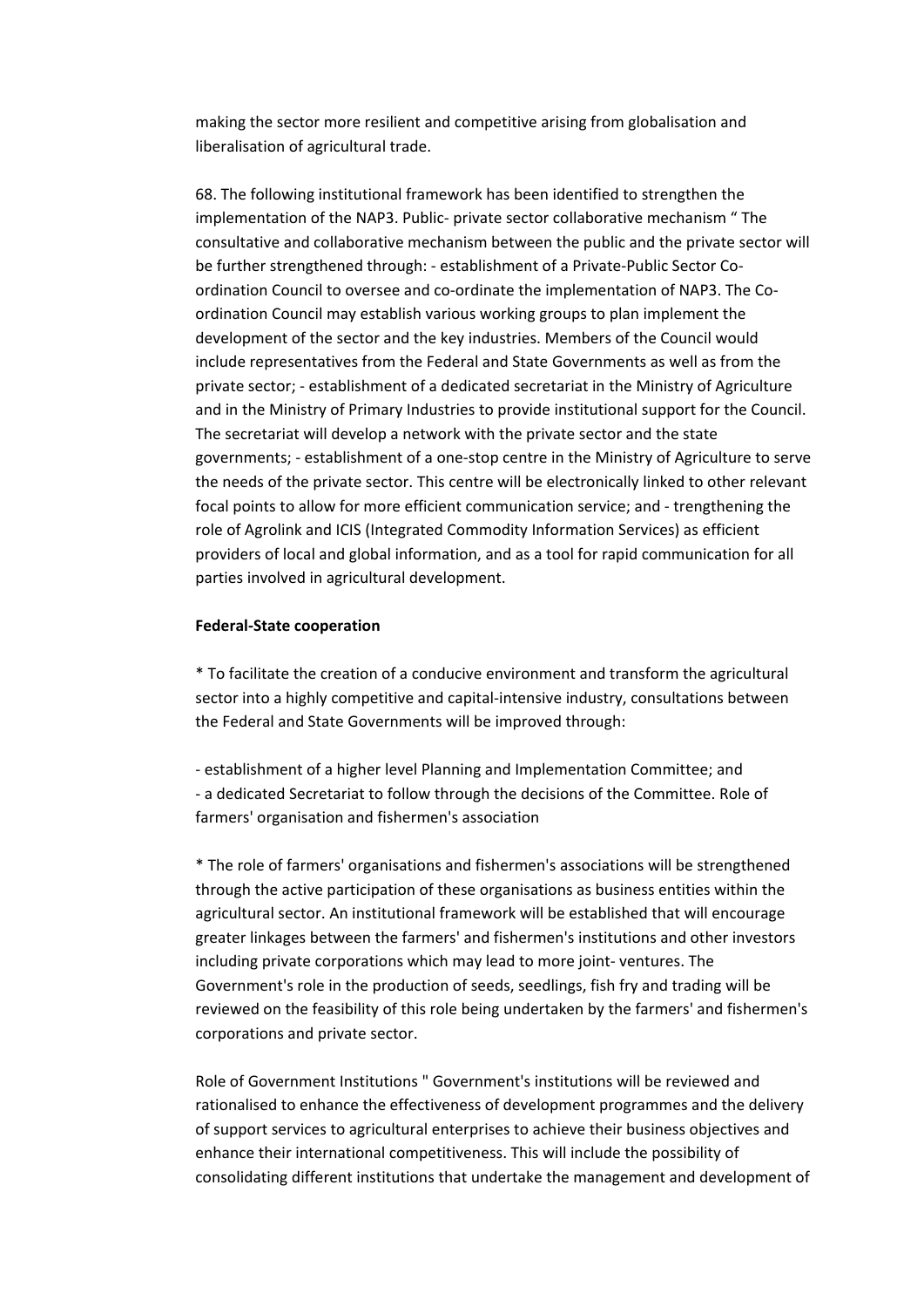making the sector more resilient and competitive arising from globalisation and liberalisation of agricultural trade.

68. The following institutional framework has been identified to strengthen the implementation of the NAP3. Public- private sector collaborative mechanism " The consultative and collaborative mechanism between the public and the private sector will be further strengthened through: - establishment of a Private-Public Sector Co-ordination Council to oversee and co-ordinate the implementation of NAP3. The Co-ordination Council may establish various working groups to plan implement the development of the sector and the key industries. Members of the Council would include representatives from the Federal and State Governments as well as from the private sector; - establishment of a dedicated secretariat in the Ministry of Agriculture and in the Ministry of Primary Industries to provide institutional support for the Council. The secretariat will develop a network with the private sector and the state governments; - establishment of a one-stop centre in the Ministry of Agriculture to serve the needs of the private sector. This centre will be electronically linked to other relevant focal points to allow for more efficient communication service; and - trengthening the role of Agrolink and ICIS (Integrated Commodity Information Services) as efficient providers of local and global information, and as a tool for rapid communication for all parties involved in agricultural development.

**Federal-State cooperation**

* To facilitate the creation of a conducive environment and transform the agricultural sector into a highly competitive and capital-intensive industry, consultations between the Federal and State Governments will be improved through:

- establishment of a higher level Planning and Implementation Committee; and
- a dedicated Secretariat to follow through the decisions of the Committee. Role of farmers' organisation and fishermen's association

* The role of farmers' organisations and fishermen's associations will be strengthened through the active participation of these organisations as business entities within the agricultural sector. An institutional framework will be established that will encourage greater linkages between the farmers' and fishermen's institutions and other investors including private corporations which may lead to more joint- ventures. The Government's role in the production of seeds, seedlings, fish fry and trading will be reviewed on the feasibility of this role being undertaken by the farmers' and fishermen's corporations and private sector.

Role of Government Institutions " Government's institutions will be reviewed and rationalised to enhance the effectiveness of development programmes and the delivery of support services to agricultural enterprises to achieve their business objectives and enhance their international competitiveness. This will include the possibility of consolidating different institutions that undertake the management and development of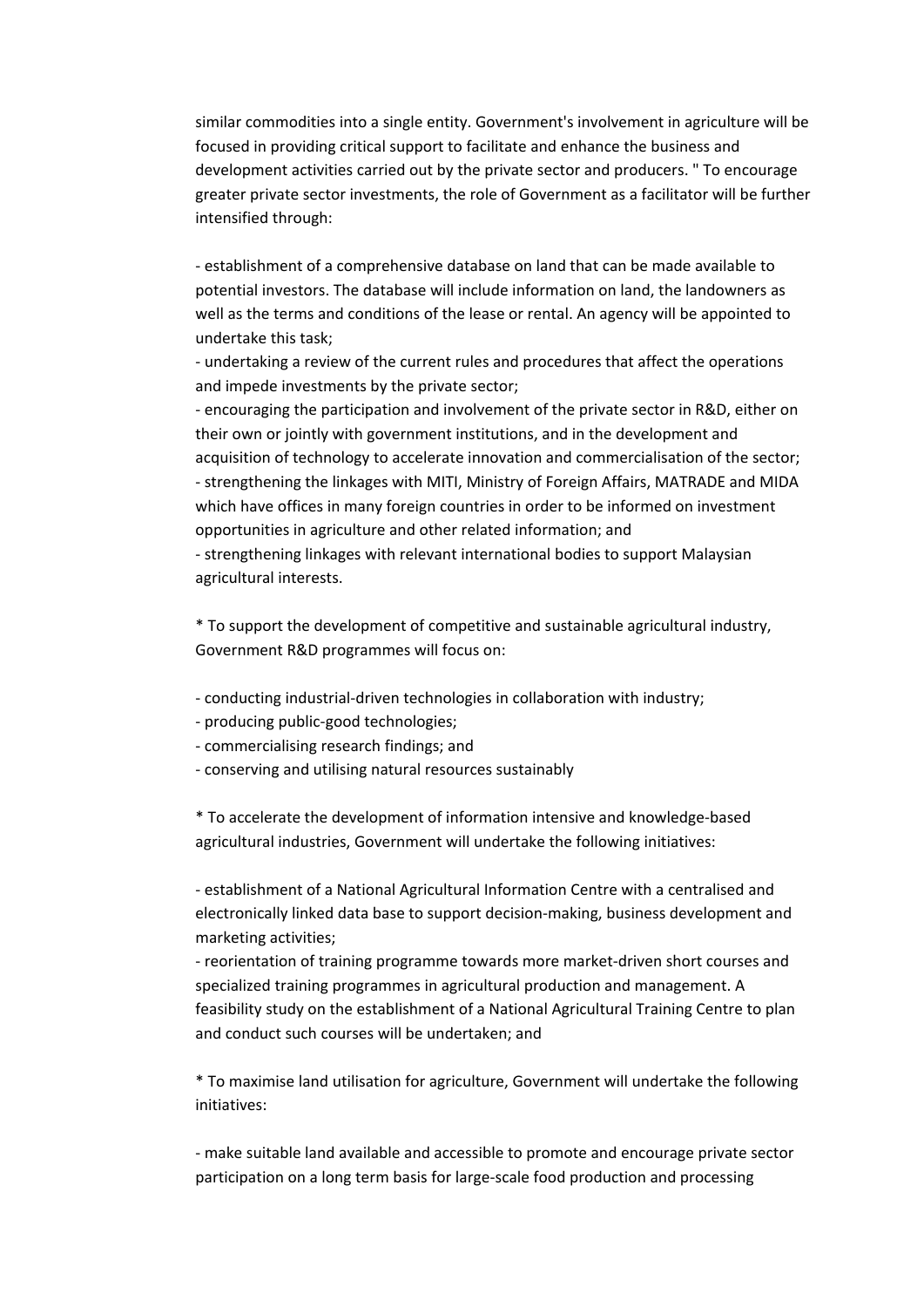similar commodities into a single entity. Government's involvement in agriculture will be focused in providing critical support to facilitate and enhance the business and development activities carried out by the private sector and producers. " To encourage greater private sector investments, the role of Government as a facilitator will be further intensified through:

- establishment of a comprehensive database on land that can be made available to potential investors. The database will include information on land, the landowners as well as the terms and conditions of the lease or rental. An agency will be appointed to undertake this task;
- undertaking a review of the current rules and procedures that affect the operations and impede investments by the private sector;
- encouraging the participation and involvement of the private sector in R&D, either on their own or jointly with government institutions, and in the development and acquisition of technology to accelerate innovation and commercialisation of the sector;
- strengthening the linkages with MITI, Ministry of Foreign Affairs, MATRADE and MIDA which have offices in many foreign countries in order to be informed on investment opportunities in agriculture and other related information; and
- strengthening linkages with relevant international bodies to support Malaysian agricultural interests.

* To support the development of competitive and sustainable agricultural industry, Government R&D programmes will focus on:

- conducting industrial-driven technologies in collaboration with industry;
- producing public-good technologies;
- commercialising research findings; and
- conserving and utilising natural resources sustainably

* To accelerate the development of information intensive and knowledge-based agricultural industries, Government will undertake the following initiatives:

- establishment of a National Agricultural Information Centre with a centralised and electronically linked data base to support decision-making, business development and marketing activities;
- reorientation of training programme towards more market-driven short courses and specialized training programmes in agricultural production and management. A feasibility study on the establishment of a National Agricultural Training Centre to plan and conduct such courses will be undertaken; and

* To maximise land utilisation for agriculture, Government will undertake the following initiatives:

- make suitable land available and accessible to promote and encourage private sector participation on a long term basis for large-scale food production and processing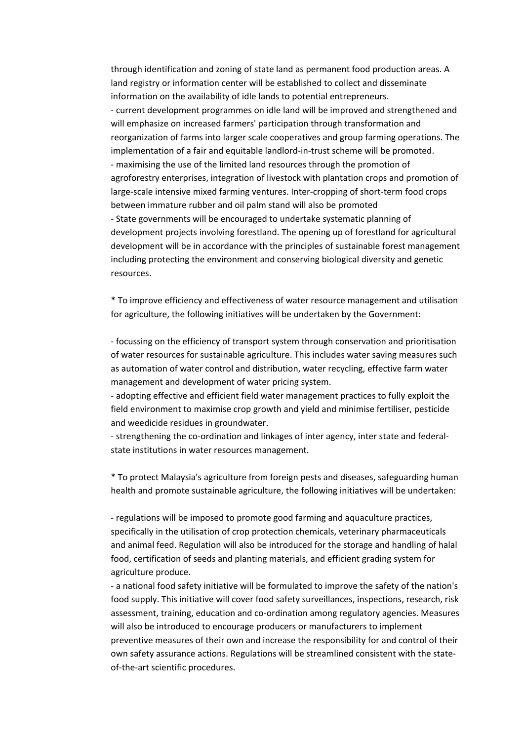through identification and zoning of state land as permanent food production areas. A land registry or information center will be established to collect and disseminate information on the availability of idle lands to potential entrepreneurs.

- current development programmes on idle land will be improved and strengthened and will emphasize on increased farmers' participation through transformation and reorganization of farms into larger scale cooperatives and group farming operations. The implementation of a fair and equitable landlord-in-trust scheme will be promoted.
- maximising the use of the limited land resources through the promotion of agroforestry enterprises, integration of livestock with plantation crops and promotion of large-scale intensive mixed farming ventures. Inter-cropping of short-term food crops between immature rubber and oil palm stand will also be promoted
- State governments will be encouraged to undertake systematic planning of development projects involving forestland. The opening up of forestland for agricultural development will be in accordance with the principles of sustainable forest management including protecting the environment and conserving biological diversity and genetic resources.

* To improve efficiency and effectiveness of water resource management and utilisation for agriculture, the following initiatives will be undertaken by the Government:

- focussing on the efficiency of transport system through conservation and prioritisation of water resources for sustainable agriculture. This includes water saving measures such as automation of water control and distribution, water recycling, effective farm water management and development of water pricing system.
- adopting effective and efficient field water management practices to fully exploit the field environment to maximise crop growth and yield and minimise fertiliser, pesticide and weedicide residues in groundwater.
- strengthening the co-ordination and linkages of inter agency, inter state and federal-state institutions in water resources management.

* To protect Malaysia's agriculture from foreign pests and diseases, safeguarding human health and promote sustainable agriculture, the following initiatives will be undertaken:

- regulations will be imposed to promote good farming and aquaculture practices, specifically in the utilisation of crop protection chemicals, veterinary pharmaceuticals and animal feed. Regulation will also be introduced for the storage and handling of halal food, certification of seeds and planting materials, and efficient grading system for agriculture produce.
- a national food safety initiative will be formulated to improve the safety of the nation's food supply. This initiative will cover food safety surveillances, inspections, research, risk assessment, training, education and co-ordination among regulatory agencies. Measures will also be introduced to encourage producers or manufacturers to implement preventive measures of their own and increase the responsibility for and control of their own safety assurance actions. Regulations will be streamlined consistent with the state-of-the-art scientific procedures.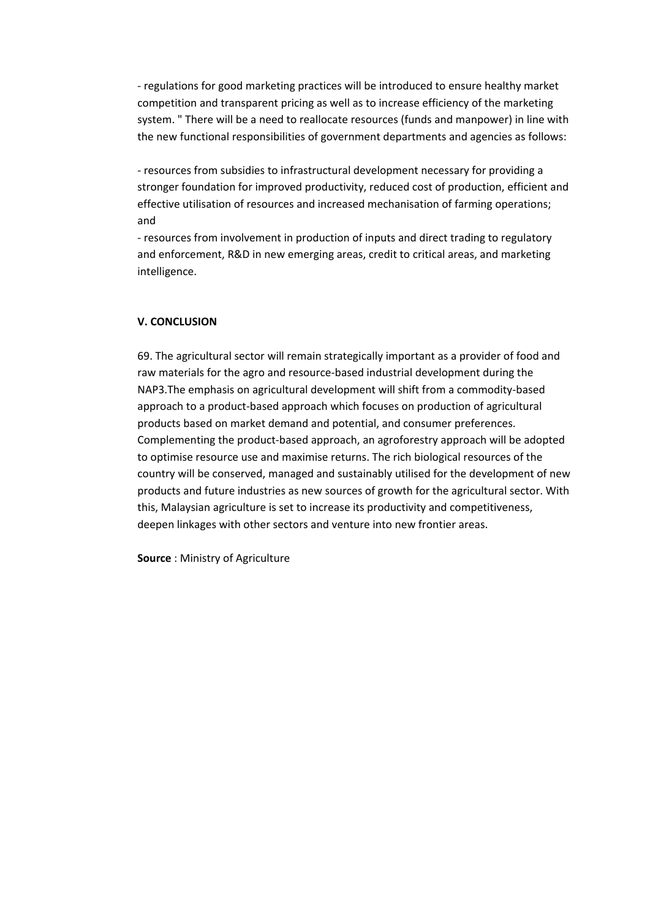- regulations for good marketing practices will be introduced to ensure healthy market competition and transparent pricing as well as to increase efficiency of the marketing system. " There will be a need to reallocate resources (funds and manpower) in line with the new functional responsibilities of government departments and agencies as follows:

- resources from subsidies to infrastructural development necessary for providing a stronger foundation for improved productivity, reduced cost of production, efficient and effective utilisation of resources and increased mechanisation of farming operations; and
- resources from involvement in production of inputs and direct trading to regulatory and enforcement, R&D in new emerging areas, credit to critical areas, and marketing intelligence.

**V. CONCLUSION**

69. The agricultural sector will remain strategically important as a provider of food and raw materials for the agro and resource-based industrial development during the NAP3.The emphasis on agricultural development will shift from a commodity-based approach to a product-based approach which focuses on production of agricultural products based on market demand and potential, and consumer preferences. Complementing the product-based approach, an agroforestry approach will be adopted to optimise resource use and maximise returns. The rich biological resources of the country will be conserved, managed and sustainably utilised for the development of new products and future industries as new sources of growth for the agricultural sector. With this, Malaysian agriculture is set to increase its productivity and competitiveness, deepen linkages with other sectors and venture into new frontier areas.

**Source** : Ministry of Agriculture